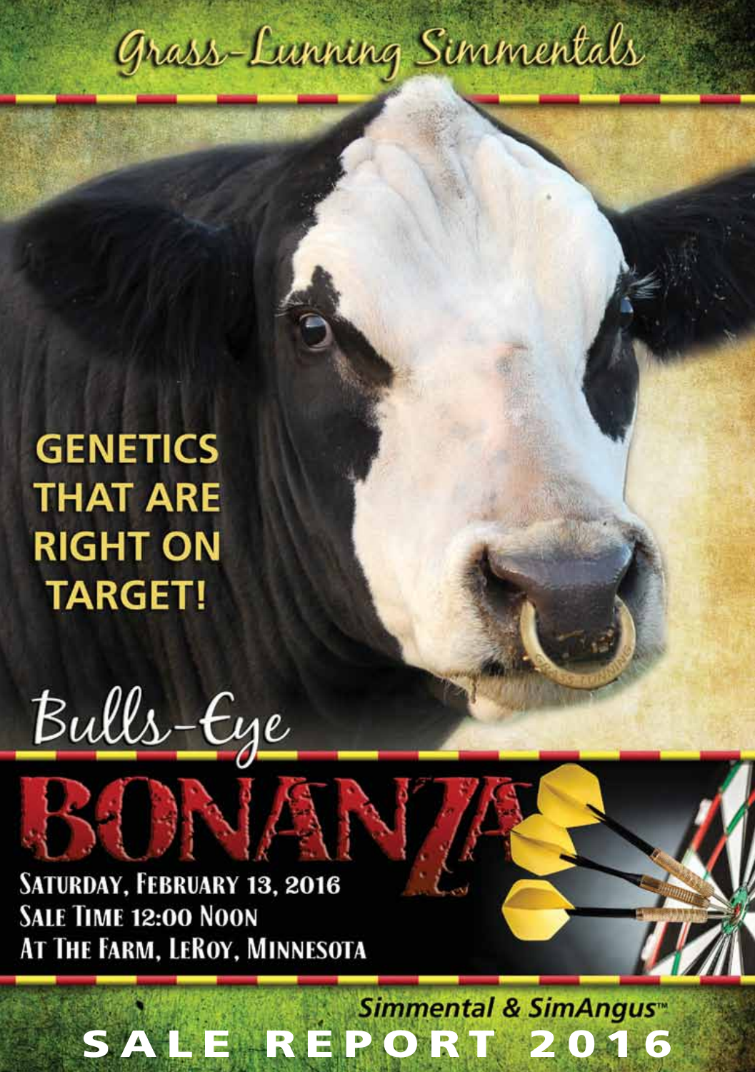# Grass-Lunning Simmentals

**GENETICS THAT ARE RIGHT ON TARGET!**

# Bulls-Eye BONANZA

**Saturday, February 13, 2016**
**Sale Time 12:00 Noon**
**At The Farm, LeRoy, Minnesota**

*Simmental & SimAngus™*

## SALE REPORT 2016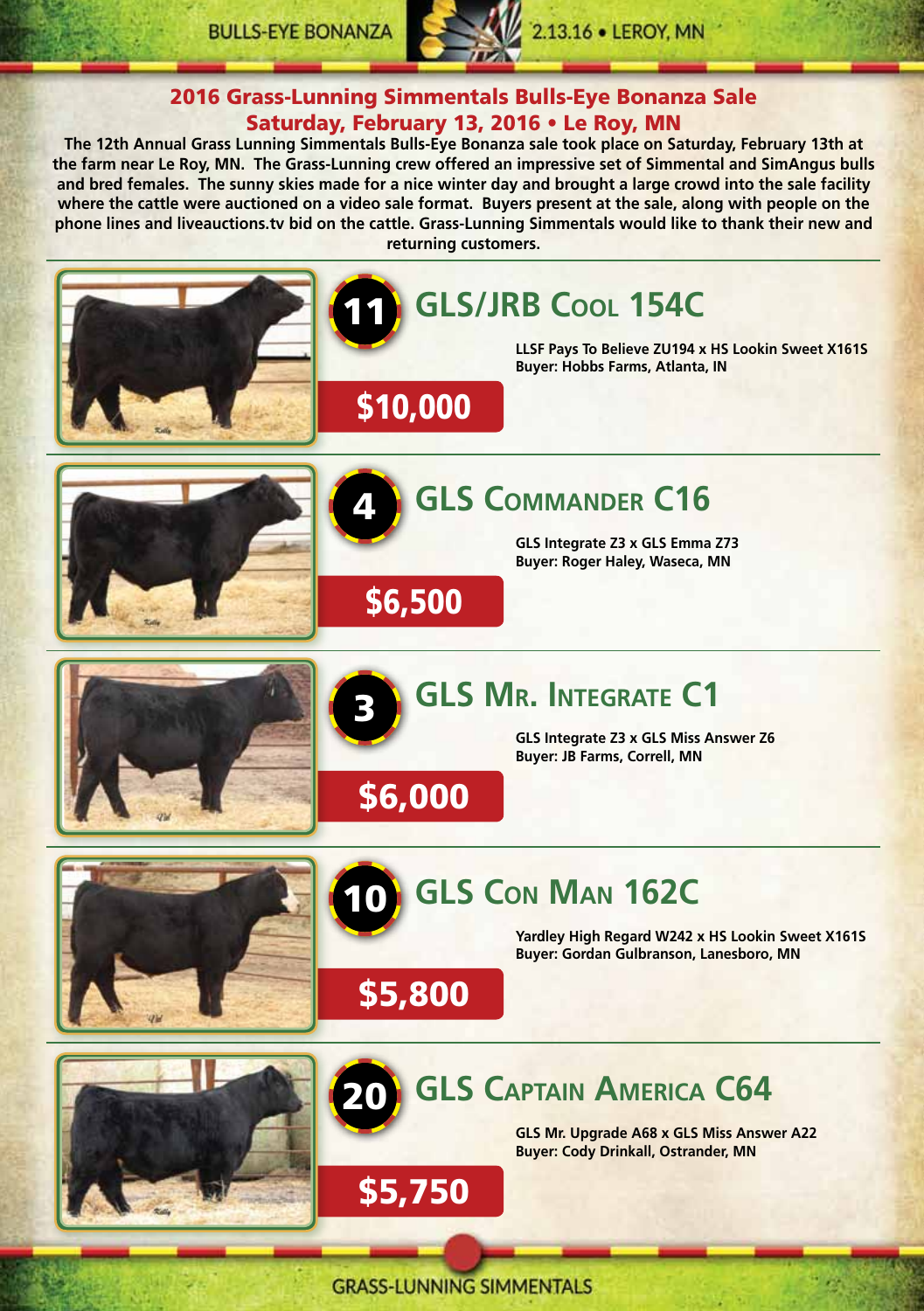## 2016 Grass-Lunning Simmentals Bulls-Eye Bonanza Sale
## Saturday, February 13, 2016 • Le Roy, MN

**The 12th Annual Grass Lunning Simmentals Bulls-Eye Bonanza sale took place on Saturday, February 13th at the farm near Le Roy, MN. The Grass-Lunning crew offered an impressive set of Simmental and SimAngus bulls and bred females. The sunny skies made for a nice winter day and brought a large crowd into the sale facility where the cattle were auctioned on a video sale format. Buyers present at the sale, along with people on the phone lines and liveauctions.tv bid on the cattle. Grass-Lunning Simmentals would like to thank their new and returning customers.**

---

### 11 GLS/JRB Cool 154C

**$10,000**

**LLSF Pays To Believe ZU194 x HS Lookin Sweet X161S**
**Buyer: Hobbs Farms, Atlanta, IN**

---

### 4 GLS Commander C16

**$6,500**

**GLS Integrate Z3 x GLS Emma Z73**
**Buyer: Roger Haley, Waseca, MN**

---

### 3 GLS Mr. Integrate C1

**$6,000**

**GLS Integrate Z3 x GLS Miss Answer Z6**
**Buyer: JB Farms, Correll, MN**

---

### 10 GLS Con Man 162C

**$5,800**

**Yardley High Regard W242 x HS Lookin Sweet X161S**
**Buyer: Gordan Gulbranson, Lanesboro, MN**

---

### 20 GLS Captain America C64

**$5,750**

**GLS Mr. Upgrade A68 x GLS Miss Answer A22**
**Buyer: Cody Drinkall, Ostrander, MN**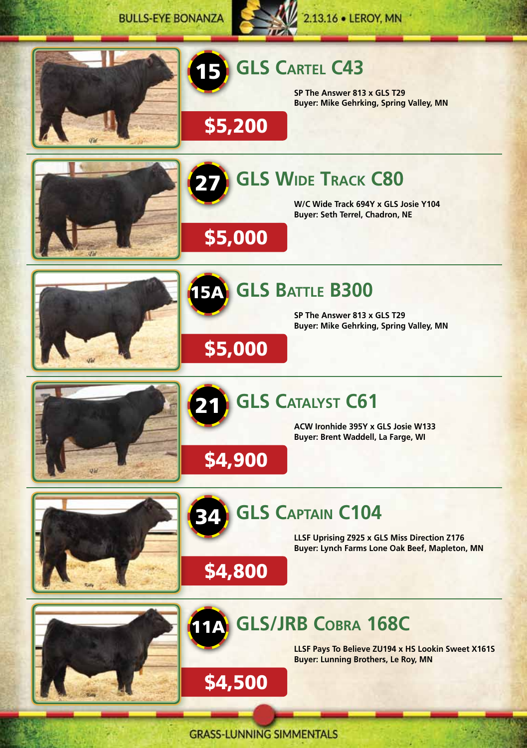## 15 GLS Cartel C43

**SP The Answer 813 x GLS T29**
**Buyer: Mike Gehrking, Spring Valley, MN**

**$5,200**

## 27 GLS Wide Track C80

**W/C Wide Track 694Y x GLS Josie Y104**
**Buyer: Seth Terrel, Chadron, NE**

**$5,000**

## 15A GLS Battle B300

**SP The Answer 813 x GLS T29**
**Buyer: Mike Gehrking, Spring Valley, MN**

**$5,000**

## 21 GLS Catalyst C61

**ACW Ironhide 395Y x GLS Josie W133**
**Buyer: Brent Waddell, La Farge, WI**

**$4,900**

## 34 GLS Captain C104

**LLSF Uprising Z925 x GLS Miss Direction Z176**
**Buyer: Lynch Farms Lone Oak Beef, Mapleton, MN**

**$4,800**

## 11A GLS/JRB Cobra 168C

**LLSF Pays To Believe ZU194 x HS Lookin Sweet X161S**
**Buyer: Lunning Brothers, Le Roy, MN**

**$4,500**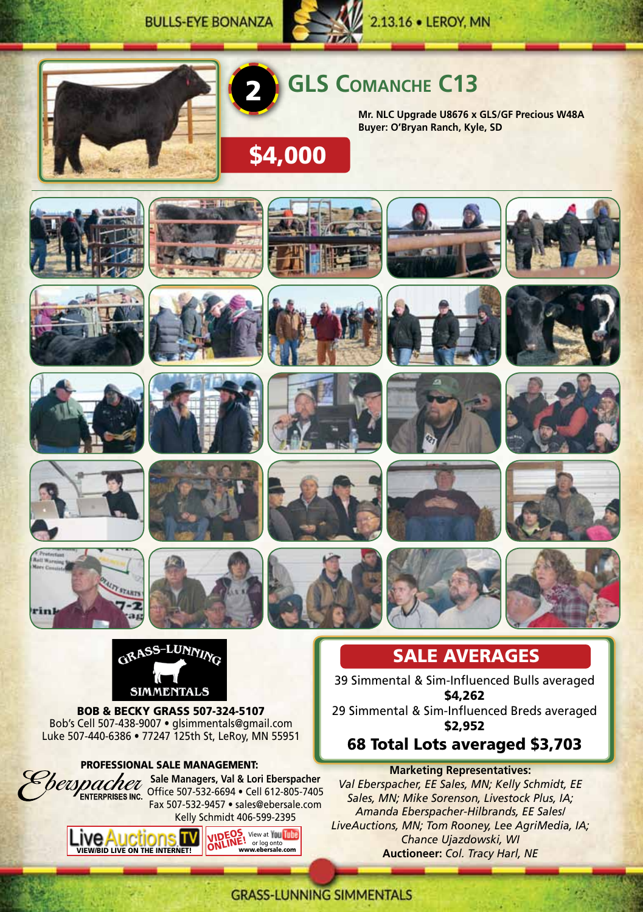## 2 GLS COMANCHE C13

**Mr. NLC Upgrade U8676 x GLS/GF Precious W48A**
**Buyer: O'Bryan Ranch, Kyle, SD**

**$4,000**

GRASS-LUNNING SIMMENTALS

**BOB & BECKY GRASS 507-324-5107**
Bob's Cell 507-438-9007 • glsimmentals@gmail.com
Luke 507-440-6386 • 77247 125th St, LeRoy, MN 55951

**PROFESSIONAL SALE MANAGEMENT:**

Eberspacher ENTERPRISES INC.
**Sale Managers, Val & Lori Eberspacher**
Office 507-532-6694 • Cell 612-805-7405
Fax 507-532-9457 • sales@ebersale.com
Kelly Schmidt 406-599-2395

LiveAuctions.TV VIEW/BID LIVE ON THE INTERNET!

VIDEOS ONLINE! View at YouTube or log onto www.ebersale.com

## SALE AVERAGES

39 Simmental & Sim-Influenced Bulls averaged
**$4,262**
29 Simmental & Sim-Influenced Breds averaged
**$2,952**

**68 Total Lots averaged $3,703**

**Marketing Representatives:**
*Val Eberspacher, EE Sales, MN; Kelly Schmidt, EE Sales, MN; Mike Sorenson, Livestock Plus, IA; Amanda Eberspacher-Hilbrands, EE Sales/ LiveAuctions, MN; Tom Rooney, Lee AgriMedia, IA; Chance Ujazdowski, WI*
**Auctioneer:** *Col. Tracy Harl, NE*